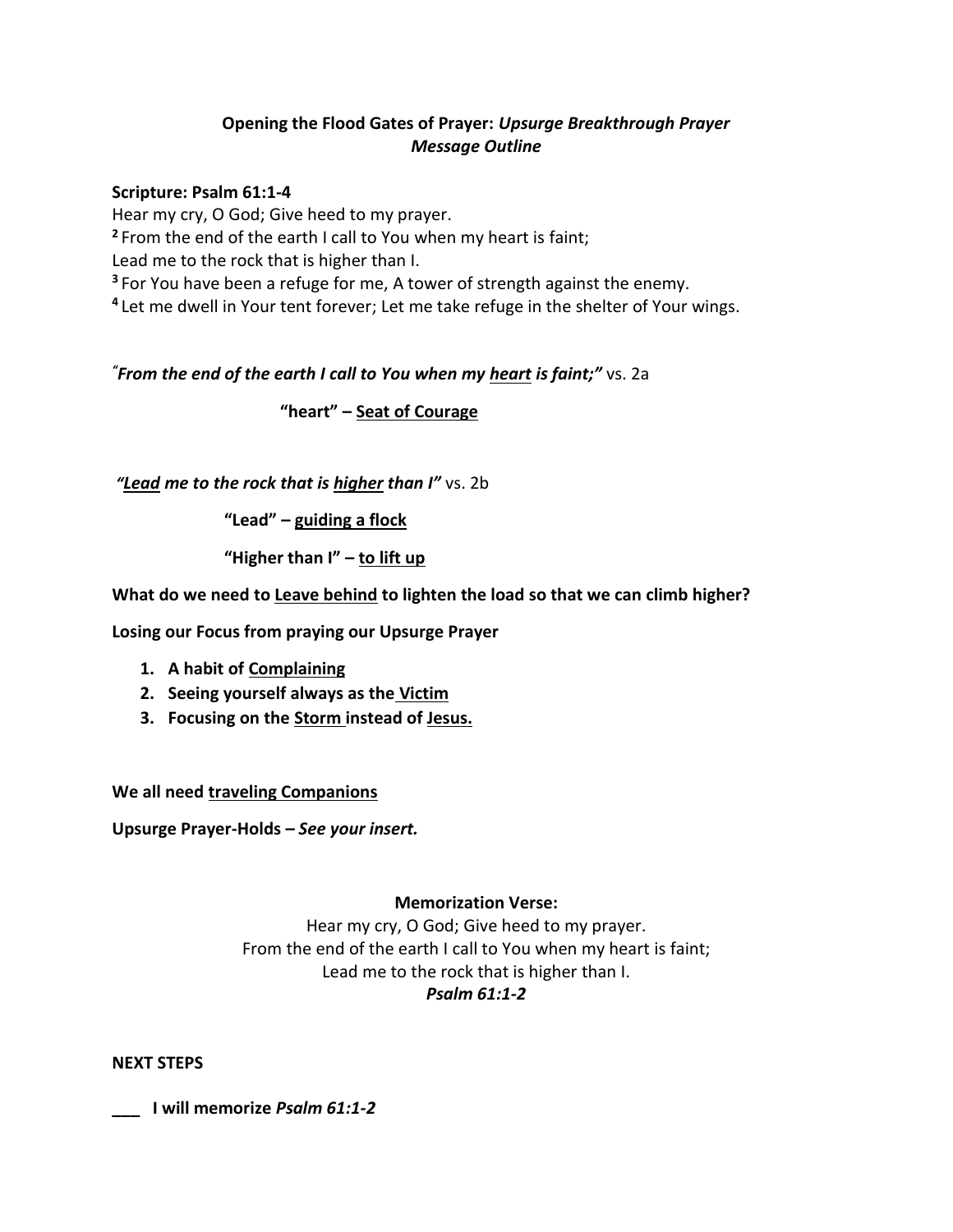**Opening the Flood Gates of Prayer:** ***Upsurge Breakthrough Prayer***
***Message Outline***

**Scripture: Psalm 61:1-4**

Hear my cry, O God; Give heed to my prayer.
[2] From the end of the earth I call to You when my heart is faint;
Lead me to the rock that is higher than I.
[3] For You have been a refuge for me, A tower of strength against the enemy.
[4] Let me dwell in Your tent forever; Let me take refuge in the shelter of Your wings.

***"From the end of the earth I call to You when my heart is faint;"*** vs. 2a

**"heart" – Seat of Courage**

***"Lead me to the rock that is higher than I"*** vs. 2b

**"Lead" – guiding a flock**

**"Higher than I" – to lift up**

**What do we need to Leave behind to lighten the load so that we can climb higher?**

**Losing our Focus from praying our Upsurge Prayer**

1. **A habit of Complaining**
2. **Seeing yourself always as the Victim**
3. **Focusing on the Storm instead of Jesus.**

**We all need traveling Companions**

**Upsurge Prayer-Holds –** ***See your insert.***

**Memorization Verse:**

Hear my cry, O God; Give heed to my prayer.
From the end of the earth I call to You when my heart is faint;
Lead me to the rock that is higher than I.
***Psalm 61:1-2***

**NEXT STEPS**

**\_\_\_ I will memorize** ***Psalm 61:1-2***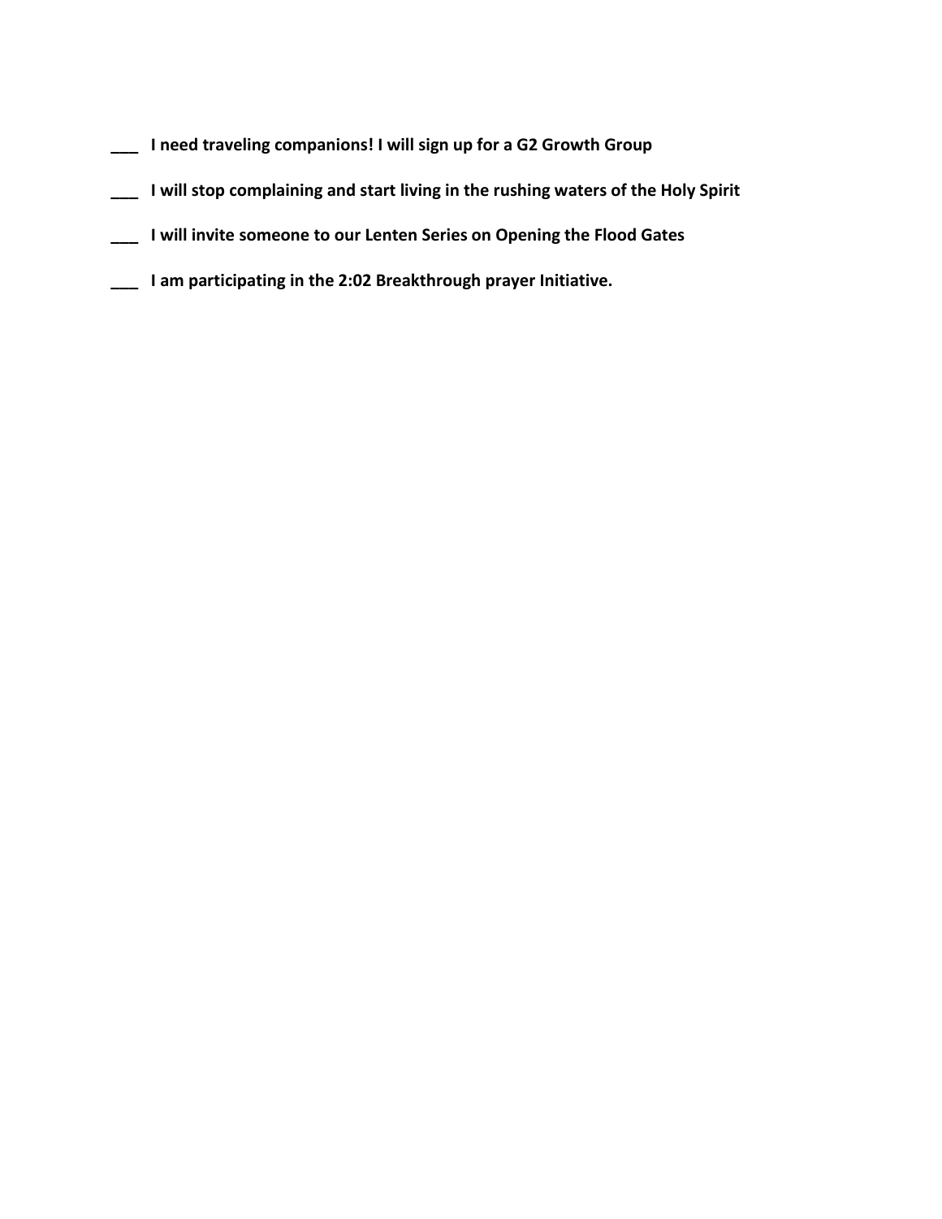**___ I need traveling companions! I will sign up for a G2 Growth Group**

**___ I will stop complaining and start living in the rushing waters of the Holy Spirit**

**___ I will invite someone to our Lenten Series on Opening the Flood Gates**

**___ I am participating in the 2:02 Breakthrough prayer Initiative.**